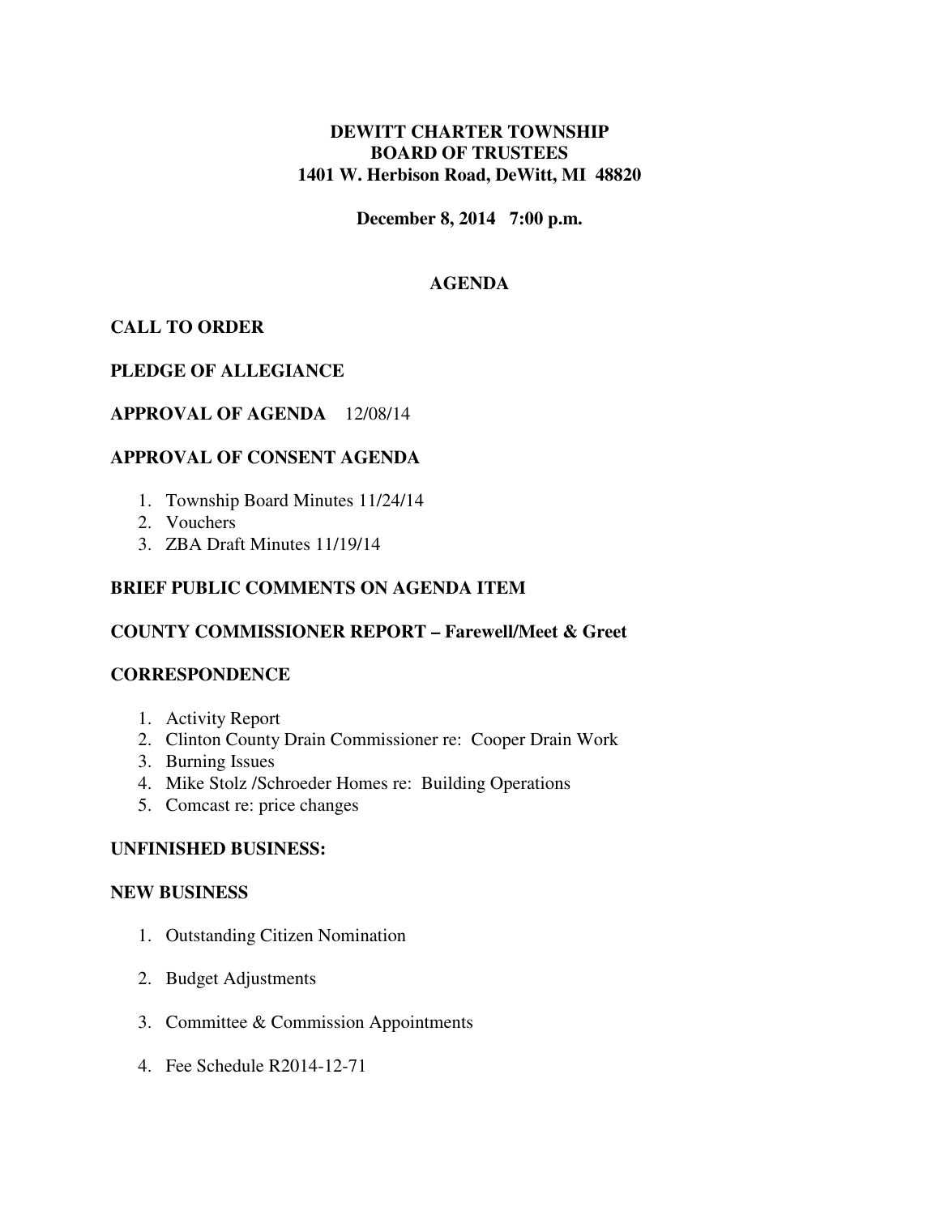**DEWITT CHARTER TOWNSHIP**
**BOARD OF TRUSTEES**
**1401 W. Herbison Road, DeWitt, MI 48820**

**December 8, 2014 7:00 p.m.**

## AGENDA

### CALL TO ORDER

### PLEDGE OF ALLEGIANCE

### APPROVAL OF AGENDA 12/08/14

### APPROVAL OF CONSENT AGENDA

1. Township Board Minutes 11/24/14
2. Vouchers
3. ZBA Draft Minutes 11/19/14

### BRIEF PUBLIC COMMENTS ON AGENDA ITEM

### COUNTY COMMISSIONER REPORT – Farewell/Meet & Greet

### CORRESPONDENCE

1. Activity Report
2. Clinton County Drain Commissioner re: Cooper Drain Work
3. Burning Issues
4. Mike Stolz /Schroeder Homes re: Building Operations
5. Comcast re: price changes

### UNFINISHED BUSINESS:

### NEW BUSINESS

1. Outstanding Citizen Nomination
2. Budget Adjustments
3. Committee & Commission Appointments
4. Fee Schedule R2014-12-71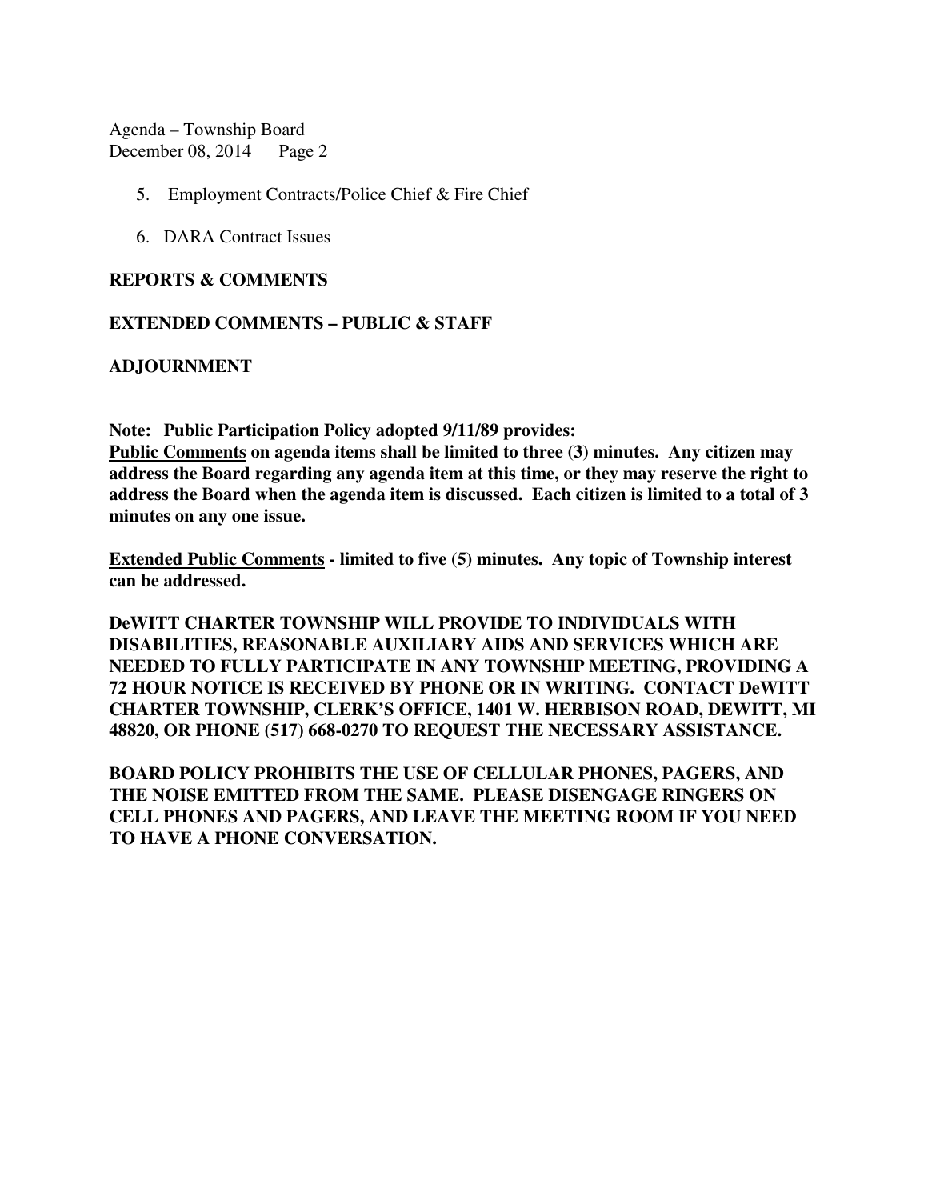5. Employment Contracts/Police Chief & Fire Chief

6. DARA Contract Issues

**REPORTS & COMMENTS**

**EXTENDED COMMENTS – PUBLIC & STAFF**

**ADJOURNMENT**

**Note: Public Participation Policy adopted 9/11/89 provides:**
**<u>Public Comments</u> on agenda items shall be limited to three (3) minutes. Any citizen may address the Board regarding any agenda item at this time, or they may reserve the right to address the Board when the agenda item is discussed. Each citizen is limited to a total of 3 minutes on any one issue.**

**<u>Extended Public Comments</u> - limited to five (5) minutes. Any topic of Township interest can be addressed.**

**DeWITT CHARTER TOWNSHIP WILL PROVIDE TO INDIVIDUALS WITH DISABILITIES, REASONABLE AUXILIARY AIDS AND SERVICES WHICH ARE NEEDED TO FULLY PARTICIPATE IN ANY TOWNSHIP MEETING, PROVIDING A 72 HOUR NOTICE IS RECEIVED BY PHONE OR IN WRITING. CONTACT DeWITT CHARTER TOWNSHIP, CLERK'S OFFICE, 1401 W. HERBISON ROAD, DEWITT, MI 48820, OR PHONE (517) 668-0270 TO REQUEST THE NECESSARY ASSISTANCE.**

**BOARD POLICY PROHIBITS THE USE OF CELLULAR PHONES, PAGERS, AND THE NOISE EMITTED FROM THE SAME. PLEASE DISENGAGE RINGERS ON CELL PHONES AND PAGERS, AND LEAVE THE MEETING ROOM IF YOU NEED TO HAVE A PHONE CONVERSATION.**